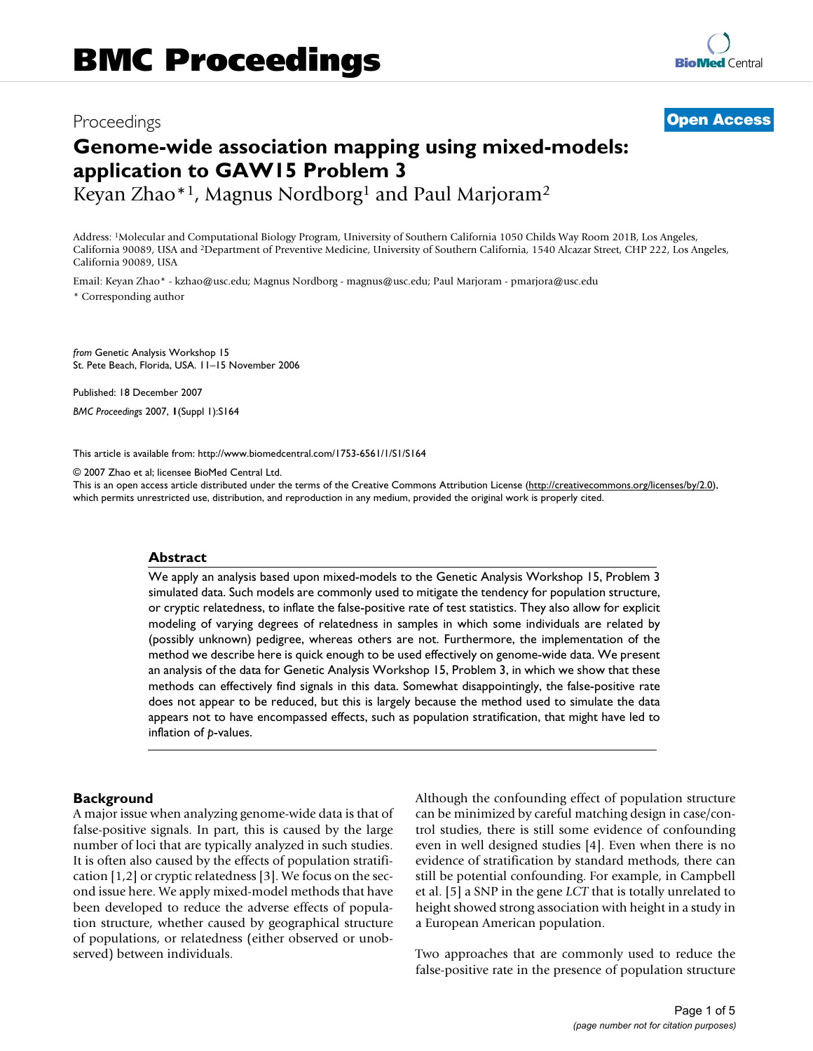# BMC Proceedings

Proceedings

**Open Access**

# Genome-wide association mapping using mixed-models: application to GAW15 Problem 3

Keyan Zhao*[1], Magnus Nordborg[1] and Paul Marjoram[2]

Address: [1]Molecular and Computational Biology Program, University of Southern California 1050 Childs Way Room 201B, Los Angeles, California 90089, USA and [2]Department of Preventive Medicine, University of Southern California, 1540 Alcazar Street, CHP 222, Los Angeles, California 90089, USA

Email: Keyan Zhao* - kzhao@usc.edu; Magnus Nordborg - magnus@usc.edu; Paul Marjoram - pmarjora@usc.edu

* Corresponding author

*from* Genetic Analysis Workshop 15
St. Pete Beach, Florida, USA. 11–15 November 2006

Published: 18 December 2007

*BMC Proceedings* 2007, **1**(Suppl 1):S164

This article is available from: http://www.biomedcentral.com/1753-6561/1/S1/S164

© 2007 Zhao et al; licensee BioMed Central Ltd.
This is an open access article distributed under the terms of the Creative Commons Attribution License (http://creativecommons.org/licenses/by/2.0), which permits unrestricted use, distribution, and reproduction in any medium, provided the original work is properly cited.

## Abstract

We apply an analysis based upon mixed-models to the Genetic Analysis Workshop 15, Problem 3 simulated data. Such models are commonly used to mitigate the tendency for population structure, or cryptic relatedness, to inflate the false-positive rate of test statistics. They also allow for explicit modeling of varying degrees of relatedness in samples in which some individuals are related by (possibly unknown) pedigree, whereas others are not. Furthermore, the implementation of the method we describe here is quick enough to be used effectively on genome-wide data. We present an analysis of the data for Genetic Analysis Workshop 15, Problem 3, in which we show that these methods can effectively find signals in this data. Somewhat disappointingly, the false-positive rate does not appear to be reduced, but this is largely because the method used to simulate the data appears not to have encompassed effects, such as population stratification, that might have led to inflation of *p*-values.

## Background

A major issue when analyzing genome-wide data is that of false-positive signals. In part, this is caused by the large number of loci that are typically analyzed in such studies. It is often also caused by the effects of population stratification [1,2] or cryptic relatedness [3]. We focus on the second issue here. We apply mixed-model methods that have been developed to reduce the adverse effects of population structure, whether caused by geographical structure of populations, or relatedness (either observed or unobserved) between individuals.

Although the confounding effect of population structure can be minimized by careful matching design in case/control studies, there is still some evidence of confounding even in well designed studies [4]. Even when there is no evidence of stratification by standard methods, there can still be potential confounding. For example, in Campbell et al. [5] a SNP in the gene *LCT* that is totally unrelated to height showed strong association with height in a study in a European American population.

Two approaches that are commonly used to reduce the false-positive rate in the presence of population structure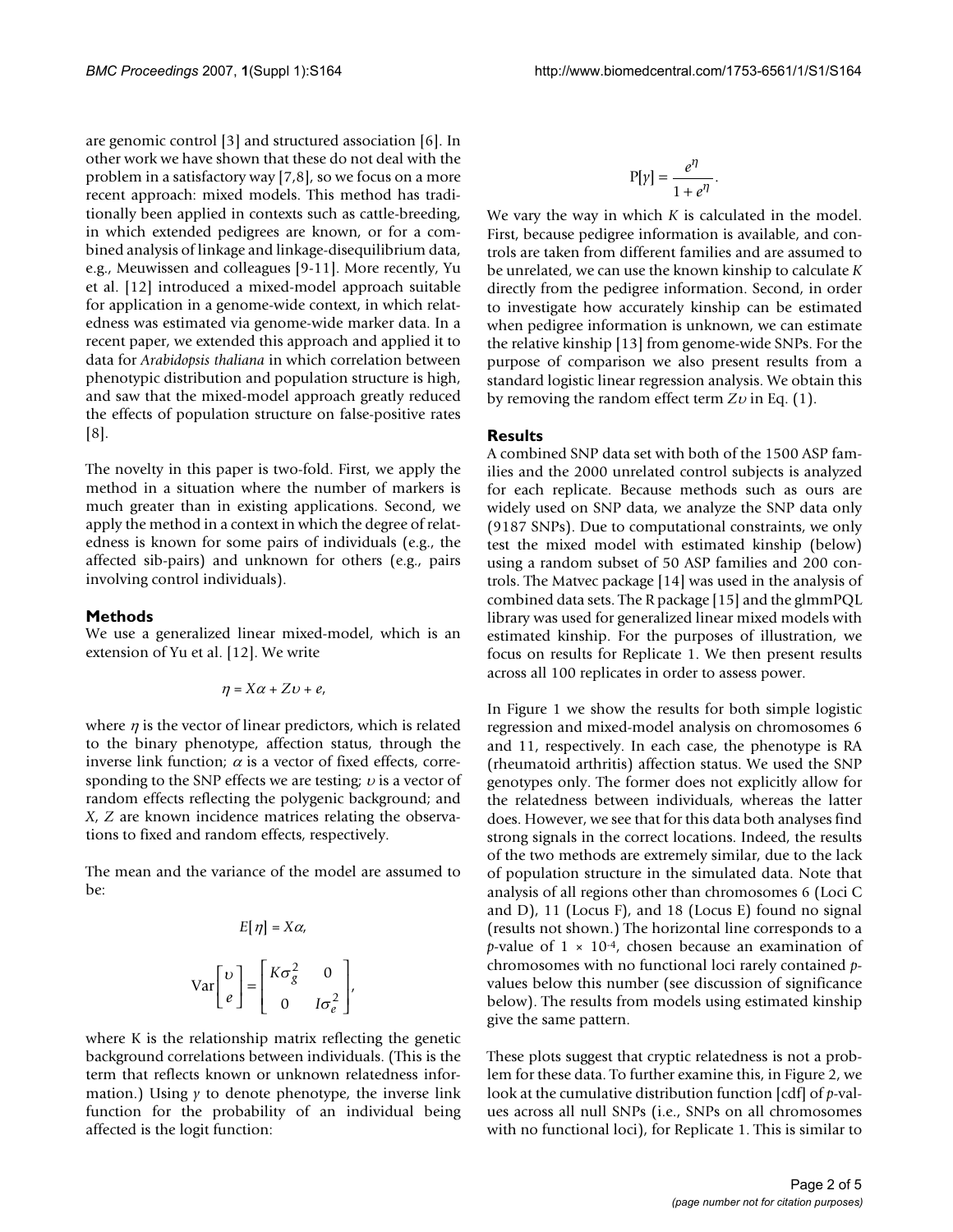are genomic control [3] and structured association [6]. In other work we have shown that these do not deal with the problem in a satisfactory way [7,8], so we focus on a more recent approach: mixed models. This method has traditionally been applied in contexts such as cattle-breeding, in which extended pedigrees are known, or for a combined analysis of linkage and linkage-disequilibrium data, e.g., Meuwissen and colleagues [9-11]. More recently, Yu et al. [12] introduced a mixed-model approach suitable for application in a genome-wide context, in which relatedness was estimated via genome-wide marker data. In a recent paper, we extended this approach and applied it to data for *Arabidopsis thaliana* in which correlation between phenotypic distribution and population structure is high, and saw that the mixed-model approach greatly reduced the effects of population structure on false-positive rates [8].

The novelty in this paper is two-fold. First, we apply the method in a situation where the number of markers is much greater than in existing applications. Second, we apply the method in a context in which the degree of relatedness is known for some pairs of individuals (e.g., the affected sib-pairs) and unknown for others (e.g., pairs involving control individuals).

## Methods

We use a generalized linear mixed-model, which is an extension of Yu et al. [12]. We write

$$\eta = X\alpha + Z\upsilon + e,$$

where $\eta$ is the vector of linear predictors, which is related to the binary phenotype, affection status, through the inverse link function; $\alpha$ is a vector of fixed effects, corresponding to the SNP effects we are testing; $\upsilon$ is a vector of random effects reflecting the polygenic background; and $X$, $Z$ are known incidence matrices relating the observations to fixed and random effects, respectively.

The mean and the variance of the model are assumed to be:

$$E[\eta] = X\alpha,$$

$$\mathrm{Var}\begin{bmatrix} \upsilon \\ e \end{bmatrix} = \begin{bmatrix} K\sigma_g^2 & 0 \\ 0 & I\sigma_e^2 \end{bmatrix},$$

where K is the relationship matrix reflecting the genetic background correlations between individuals. (This is the term that reflects known or unknown relatedness information.) Using $y$ to denote phenotype, the inverse link function for the probability of an individual being affected is the logit function:

$$\mathrm{P}[y] = \frac{e^{\eta}}{1 + e^{\eta}}.$$

We vary the way in which $K$ is calculated in the model. First, because pedigree information is available, and controls are taken from different families and are assumed to be unrelated, we can use the known kinship to calculate $K$ directly from the pedigree information. Second, in order to investigate how accurately kinship can be estimated when pedigree information is unknown, we can estimate the relative kinship [13] from genome-wide SNPs. For the purpose of comparison we also present results from a standard logistic linear regression analysis. We obtain this by removing the random effect term $Z\upsilon$ in Eq. (1).

## Results

A combined SNP data set with both of the 1500 ASP families and the 2000 unrelated control subjects is analyzed for each replicate. Because methods such as ours are widely used on SNP data, we analyze the SNP data only (9187 SNPs). Due to computational constraints, we only test the mixed model with estimated kinship (below) using a random subset of 50 ASP families and 200 controls. The Matvec package [14] was used in the analysis of combined data sets. The R package [15] and the glmmPQL library was used for generalized linear mixed models with estimated kinship. For the purposes of illustration, we focus on results for Replicate 1. We then present results across all 100 replicates in order to assess power.

In Figure 1 we show the results for both simple logistic regression and mixed-model analysis on chromosomes 6 and 11, respectively. In each case, the phenotype is RA (rheumatoid arthritis) affection status. We used the SNP genotypes only. The former does not explicitly allow for the relatedness between individuals, whereas the latter does. However, we see that for this data both analyses find strong signals in the correct locations. Indeed, the results of the two methods are extremely similar, due to the lack of population structure in the simulated data. Note that analysis of all regions other than chromosomes 6 (Loci C and D), 11 (Locus F), and 18 (Locus E) found no signal (results not shown.) The horizontal line corresponds to a $p$-value of $1 \times 10^{-4}$, chosen because an examination of chromosomes with no functional loci rarely contained $p$-values below this number (see discussion of significance below). The results from models using estimated kinship give the same pattern.

These plots suggest that cryptic relatedness is not a problem for these data. To further examine this, in Figure 2, we look at the cumulative distribution function [cdf] of $p$-values across all null SNPs (i.e., SNPs on all chromosomes with no functional loci), for Replicate 1. This is similar to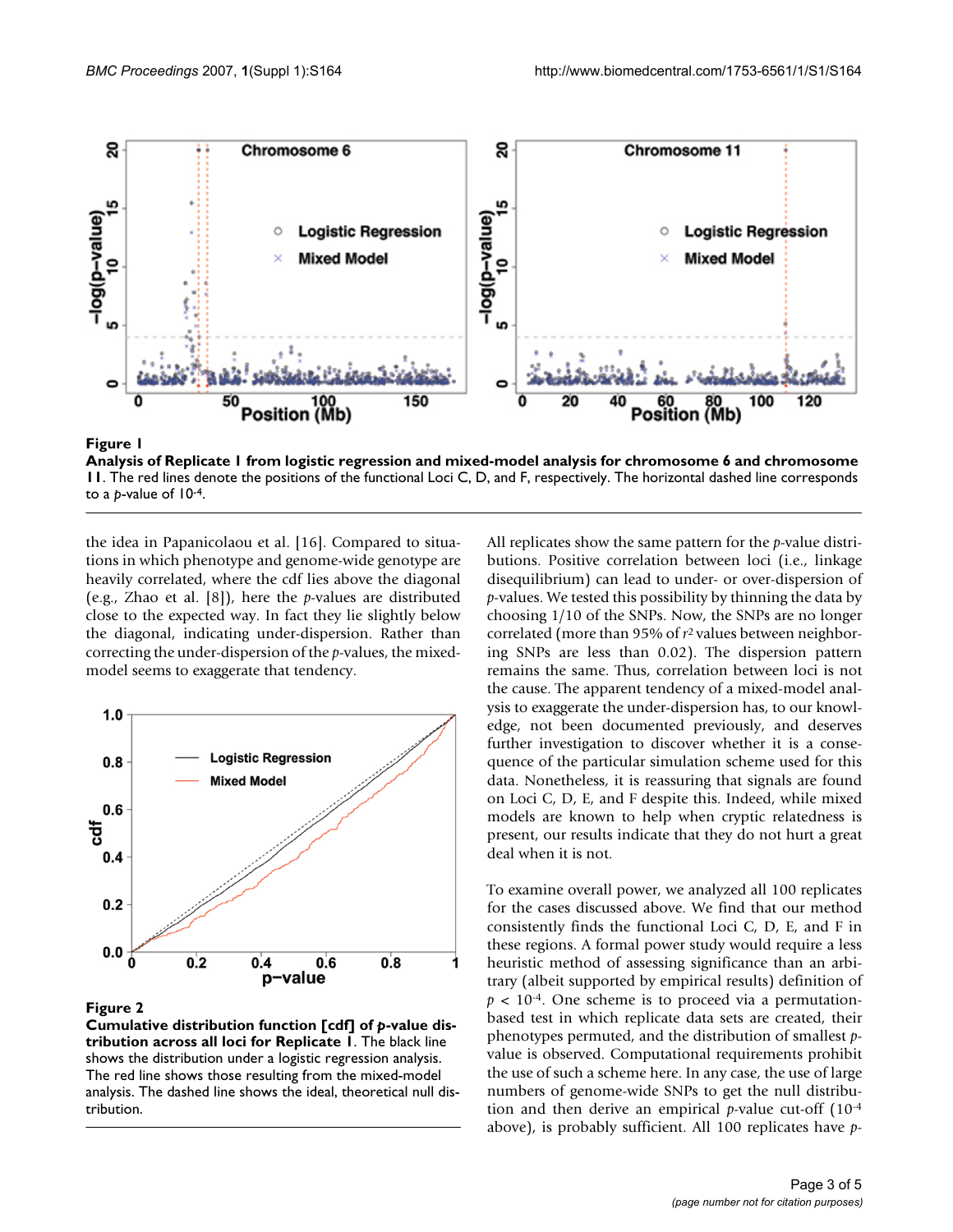Chromosome 6

Logistic Regression

Mixed Model

−log(p−value)

Position (Mb)

0 50 100 150

0 5 10 15 20

Chromosome 11

Logistic Regression

Mixed Model

−log(p−value)

Position (Mb)

0 20 40 60 80 100 120

0 5 10 15 20

**Figure 1**

**Analysis of Replicate 1 from logistic regression and mixed-model analysis for chromosome 6 and chromosome 11**. The red lines denote the positions of the functional Loci C, D, and F, respectively. The horizontal dashed line corresponds to a *p*-value of $10^{-4}$.

the idea in Papanicolaou et al. [16]. Compared to situations in which phenotype and genome-wide genotype are heavily correlated, where the cdf lies above the diagonal (e.g., Zhao et al. [8]), here the *p*-values are distributed close to the expected way. In fact they lie slightly below the diagonal, indicating under-dispersion. Rather than correcting the under-dispersion of the *p*-values, the mixed-model seems to exaggerate that tendency.

Logistic Regression

Mixed Model

cdf

p−value

0.0 0.2 0.4 0.6 0.8 1.0

0 0.2 0.4 0.6 0.8 1

**Figure 2**

**Cumulative distribution function [cdf] of *p*-value distribution across all loci for Replicate 1**. The black line shows the distribution under a logistic regression analysis. The red line shows those resulting from the mixed-model analysis. The dashed line shows the ideal, theoretical null distribution.

All replicates show the same pattern for the *p*-value distributions. Positive correlation between loci (i.e., linkage disequilibrium) can lead to under- or over-dispersion of *p*-values. We tested this possibility by thinning the data by choosing 1/10 of the SNPs. Now, the SNPs are no longer correlated (more than 95% of $r^2$ values between neighboring SNPs are less than 0.02). The dispersion pattern remains the same. Thus, correlation between loci is not the cause. The apparent tendency of a mixed-model analysis to exaggerate the under-dispersion has, to our knowledge, not been documented previously, and deserves further investigation to discover whether it is a consequence of the particular simulation scheme used for this data. Nonetheless, it is reassuring that signals are found on Loci C, D, E, and F despite this. Indeed, while mixed models are known to help when cryptic relatedness is present, our results indicate that they do not hurt a great deal when it is not.

To examine overall power, we analyzed all 100 replicates for the cases discussed above. We find that our method consistently finds the functional Loci C, D, E, and F in these regions. A formal power study would require a less heuristic method of assessing significance than an arbitrary (albeit supported by empirical results) definition of $p < 10^{-4}$. One scheme is to proceed via a permutation-based test in which replicate data sets are created, their phenotypes permuted, and the distribution of smallest *p*-value is observed. Computational requirements prohibit the use of such a scheme here. In any case, the use of large numbers of genome-wide SNPs to get the null distribution and then derive an empirical *p*-value cut-off ($10^{-4}$ above), is probably sufficient. All 100 replicates have *p*-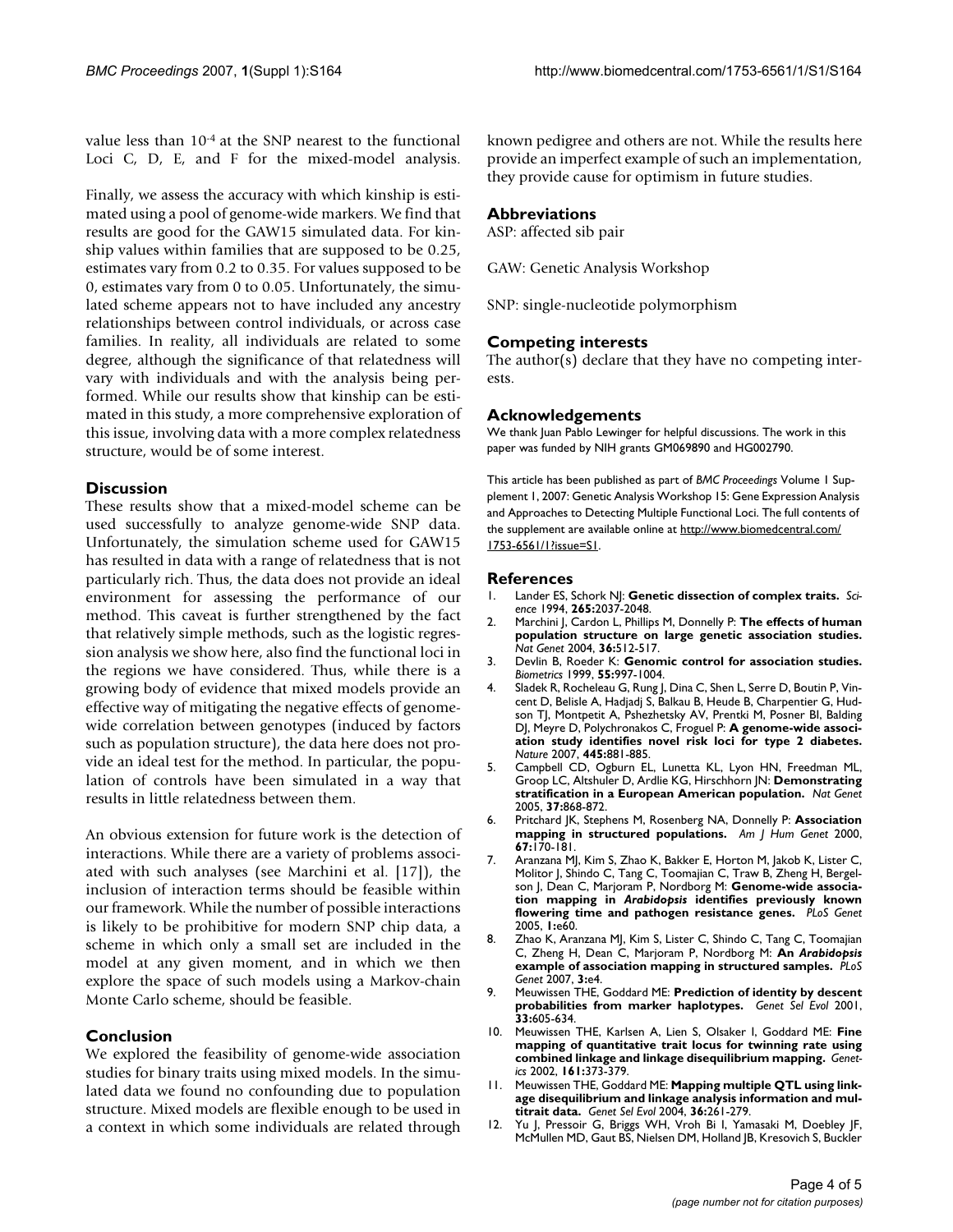value less than $10^{-4}$ at the SNP nearest to the functional Loci C, D, E, and F for the mixed-model analysis.

Finally, we assess the accuracy with which kinship is estimated using a pool of genome-wide markers. We find that results are good for the GAW15 simulated data. For kinship values within families that are supposed to be 0.25, estimates vary from 0.2 to 0.35. For values supposed to be 0, estimates vary from 0 to 0.05. Unfortunately, the simulated scheme appears not to have included any ancestry relationships between control individuals, or across case families. In reality, all individuals are related to some degree, although the significance of that relatedness will vary with individuals and with the analysis being performed. While our results show that kinship can be estimated in this study, a more comprehensive exploration of this issue, involving data with a more complex relatedness structure, would be of some interest.

## Discussion

These results show that a mixed-model scheme can be used successfully to analyze genome-wide SNP data. Unfortunately, the simulation scheme used for GAW15 has resulted in data with a range of relatedness that is not particularly rich. Thus, the data does not provide an ideal environment for assessing the performance of our method. This caveat is further strengthened by the fact that relatively simple methods, such as the logistic regression analysis we show here, also find the functional loci in the regions we have considered. Thus, while there is a growing body of evidence that mixed models provide an effective way of mitigating the negative effects of genome-wide correlation between genotypes (induced by factors such as population structure), the data here does not provide an ideal test for the method. In particular, the population of controls have been simulated in a way that results in little relatedness between them.

An obvious extension for future work is the detection of interactions. While there are a variety of problems associated with such analyses (see Marchini et al. [17]), the inclusion of interaction terms should be feasible within our framework. While the number of possible interactions is likely to be prohibitive for modern SNP chip data, a scheme in which only a small set are included in the model at any given moment, and in which we then explore the space of such models using a Markov-chain Monte Carlo scheme, should be feasible.

## Conclusion

We explored the feasibility of genome-wide association studies for binary traits using mixed models. In the simulated data we found no confounding due to population structure. Mixed models are flexible enough to be used in a context in which some individuals are related through known pedigree and others are not. While the results here provide an imperfect example of such an implementation, they provide cause for optimism in future studies.

## Abbreviations

ASP: affected sib pair

GAW: Genetic Analysis Workshop

SNP: single-nucleotide polymorphism

## Competing interests

The author(s) declare that they have no competing interests.

## Acknowledgements

We thank Juan Pablo Lewinger for helpful discussions. The work in this paper was funded by NIH grants GM069890 and HG002790.

This article has been published as part of *BMC Proceedings* Volume 1 Supplement 1, 2007: Genetic Analysis Workshop 15: Gene Expression Analysis and Approaches to Detecting Multiple Functional Loci. The full contents of the supplement are available online at http://www.biomedcentral.com/1753-6561/1?issue=S1.

## References

1. Lander ES, Schork NJ: **Genetic dissection of complex traits.** *Science* 1994, **265:**2037-2048.
2. Marchini J, Cardon L, Phillips M, Donnelly P: **The effects of human population structure on large genetic association studies.** *Nat Genet* 2004, **36:**512-517.
3. Devlin B, Roeder K: **Genomic control for association studies.** *Biometrics* 1999, **55:**997-1004.
4. Sladek R, Rocheleau G, Rung J, Dina C, Shen L, Serre D, Boutin P, Vincent D, Belisle A, Hadjadj S, Balkau B, Heude B, Charpentier G, Hudson TJ, Montpetit A, Pshezhetsky AV, Prentki M, Posner BI, Balding DJ, Meyre D, Polychronakos C, Froguel P: **A genome-wide association study identifies novel risk loci for type 2 diabetes.** *Nature* 2007, **445:**881-885.
5. Campbell CD, Ogburn EL, Lunetta KL, Lyon HN, Freedman ML, Groop LC, Altshuler D, Ardlie KG, Hirschhorn JN: **Demonstrating stratification in a European American population.** *Nat Genet* 2005, **37:**868-872.
6. Pritchard JK, Stephens M, Rosenberg NA, Donnelly P: **Association mapping in structured populations.** *Am J Hum Genet* 2000, **67:**170-181.
7. Aranzana MJ, Kim S, Zhao K, Bakker E, Horton M, Jakob K, Lister C, Molitor J, Shindo C, Tang C, Toomajian C, Traw B, Zheng H, Bergelson J, Dean C, Marjoram P, Nordborg M: **Genome-wide association mapping in *Arabidopsis* identifies previously known flowering time and pathogen resistance genes.** *PLoS Genet* 2005, **1:**e60.
8. Zhao K, Aranzana MJ, Kim S, Lister C, Shindo C, Tang C, Toomajian C, Zheng H, Dean C, Marjoram P, Nordborg M: **An *Arabidopsis* example of association mapping in structured samples.** *PLoS Genet* 2007, **3:**e4.
9. Meuwissen THE, Goddard ME: **Prediction of identity by descent probabilities from marker haplotypes.** *Genet Sel Evol* 2001, **33:**605-634.
10. Meuwissen THE, Karlsen A, Lien S, Olsaker I, Goddard ME: **Fine mapping of quantitative trait locus for twinning rate using combined linkage and linkage disequilibrium mapping.** *Genetics* 2002, **161:**373-379.
11. Meuwissen THE, Goddard ME: **Mapping multiple QTL using linkage disequilibrium and linkage analysis information and multitrait data.** *Genet Sel Evol* 2004, **36:**261-279.
12. Yu J, Pressoir G, Briggs WH, Vroh Bi I, Yamasaki M, Doebley JF, McMullen MD, Gaut BS, Nielsen DM, Holland JB, Kresovich S, Buckler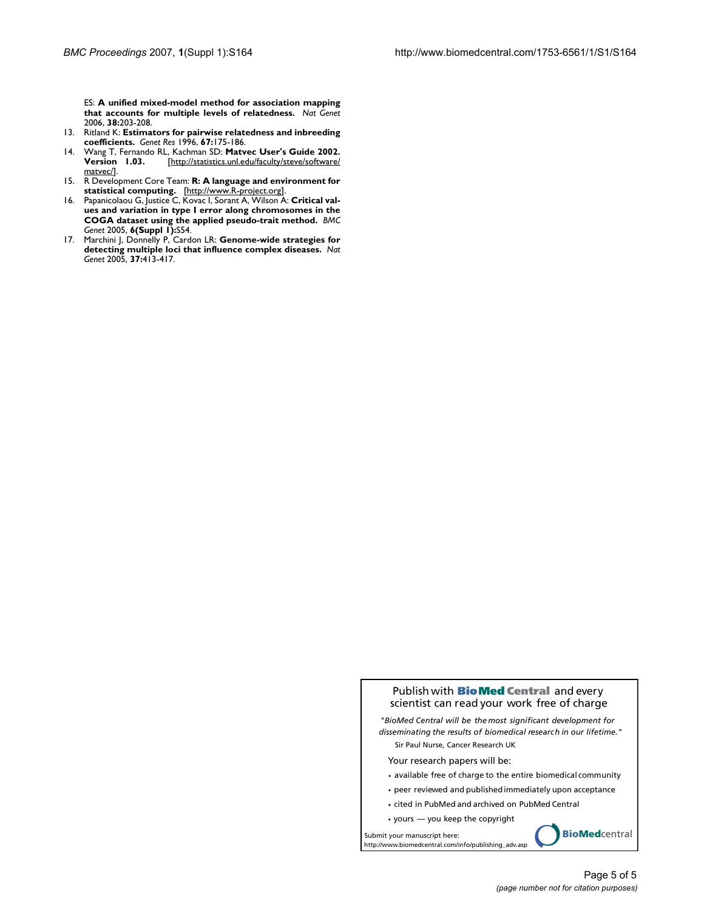ES: **A unified mixed-model method for association mapping that accounts for multiple levels of relatedness.** *Nat Genet* 2006, **38:**203-208.

13. Ritland K: **Estimators for pairwise relatedness and inbreeding coefficients.** *Genet Res* 1996, **67:**175-186.
14. Wang T, Fernando RL, Kachman SD: **Matvec User's Guide 2002. Version 1.03.** [http://statistics.unl.edu/faculty/steve/software/matvec/].
15. R Development Core Team: **R: A language and environment for statistical computing.** [http://www.R-project.org].
16. Papanicolaou G, Justice C, Kovac I, Sorant A, Wilson A: **Critical values and variation in type I error along chromosomes in the COGA dataset using the applied pseudo-trait method.** *BMC Genet* 2005, **6(Suppl 1):**S54.
17. Marchini J, Donnelly P, Cardon LR: **Genome-wide strategies for detecting multiple loci that influence complex diseases.** *Nat Genet* 2005, **37:**413-417.

Publish with **BioMed Central** and every scientist can read your work free of charge

*"BioMed Central will be the most significant development for disseminating the results of biomedical research in our lifetime."*

Sir Paul Nurse, Cancer Research UK

Your research papers will be:

- available free of charge to the entire biomedical community
- peer reviewed and published immediately upon acceptance
- cited in PubMed and archived on PubMed Central
- yours — you keep the copyright

Submit your manuscript here:
http://www.biomedcentral.com/info/publishing_adv.asp

BioMedcentral